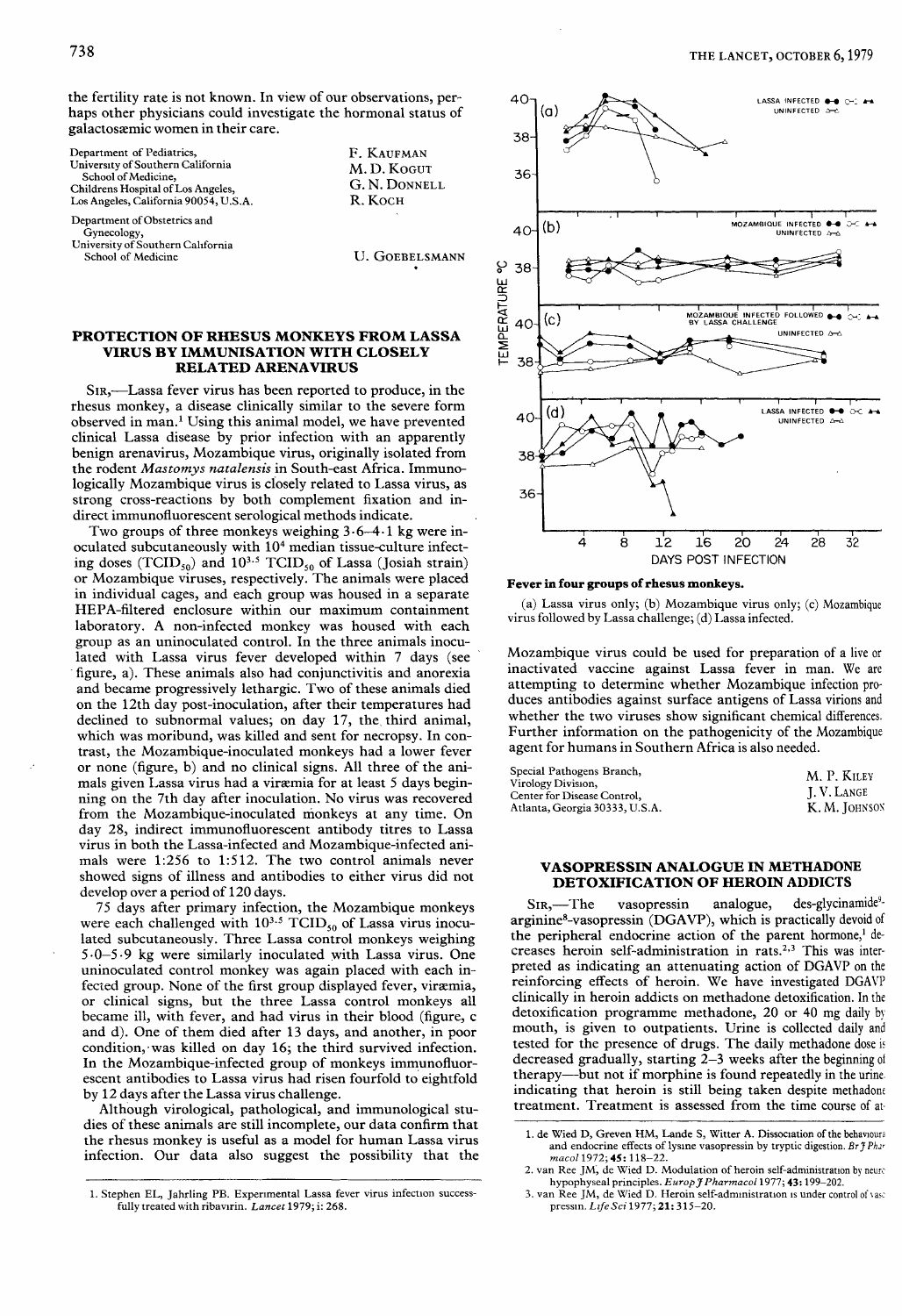the fertility rate is not known. In view of our observations, perhaps other physicians could investigate the hormonal status of galactosæmic women in their care.

Department of Pediatrics,
University of Southern California School of Medicine,
Childrens Hospital of Los Angeles,
Los Angeles, California 90054, U.S.A.

Department of Obstetrics and Gynecology,
University of Southern California School of Medicine

F. KAUFMAN
M. D. KOGUT
G. N. DONNELL
R. KOCH

U. GOEBELSMANN

## PROTECTION OF RHESUS MONKEYS FROM LASSA VIRUS BY IMMUNISATION WITH CLOSELY RELATED ARENAVIRUS

SIR,—Lassa fever virus has been reported to produce, in the rhesus monkey, a disease clinically similar to the severe form observed in man.[1] Using this animal model, we have prevented clinical Lassa disease by prior infection with an apparently benign arenavirus, Mozambique virus, originally isolated from the rodent *Mastomys natalensis* in South-east Africa. Immunologically Mozambique virus is closely related to Lassa virus, as strong cross-reactions by both complement fixation and indirect immunofluorescent serological methods indicate.

Two groups of three monkeys weighing 3·6–4·1 kg were inoculated subcutaneously with $10^4$ median tissue-culture infecting doses ($TCID_{50}$) and $10^{3.5}$ $TCID_{50}$ of Lassa (Josiah strain) or Mozambique viruses, respectively. The animals were placed in individual cages, and each group was housed in a separate HEPA-filtered enclosure within our maximum containment laboratory. A non-infected monkey was housed with each group as an uninoculated control. In the three animals inoculated with Lassa virus fever developed within 7 days (see figure, a). These animals also had conjunctivitis and anorexia and became progressively lethargic. Two of these animals died on the 12th day post-inoculation, after their temperatures had declined to subnormal values; on day 17, the third animal, which was moribund, was killed and sent for necropsy. In contrast, the Mozambique-inoculated monkeys had a lower fever or none (figure, b) and no clinical signs. All three of the animals given Lassa virus had a viræmia for at least 5 days beginning on the 7th day after inoculation. No virus was recovered from the Mozambique-inoculated monkeys at any time. On day 28, indirect immunofluorescent antibody titres to Lassa virus in both the Lassa-infected and Mozambique-infected animals were 1:256 to 1:512. The two control animals never showed signs of illness and antibodies to either virus did not develop over a period of 120 days.

75 days after primary infection, the Mozambique monkeys were each challenged with $10^{3.5}$ $TCID_{50}$ of Lassa virus inoculated subcutaneously. Three Lassa control monkeys weighing 5·0–5·9 kg were similarly inoculated with Lassa virus. One uninoculated control monkey was again placed with each infected group. None of the first group displayed fever, viræmia, or clinical signs, but the three Lassa control monkeys all became ill, with fever, and had virus in their blood (figure, c and d). One of them died after 13 days, and another, in poor condition, was killed on day 16; the third survived infection. In the Mozambique-infected group of monkeys immunofluorescent antibodies to Lassa virus had risen fourfold to eightfold by 12 days after the Lassa virus challenge.

Although virological, pathological, and immunological studies of these animals are still incomplete, our data confirm that the rhesus monkey is useful as a model for human Lassa virus infection. Our data also suggest the possibility that the Mozambique virus could be used for preparation of a live or inactivated vaccine against Lassa fever in man. We are attempting to determine whether Mozambique infection produces antibodies against surface antigens of Lassa virions and whether the two viruses show significant chemical differences. Further information on the pathogenicity of the Mozambique agent for humans in Southern Africa is also needed.

**Fever in four groups of rhesus monkeys.**

(a) Lassa virus only; (b) Mozambique virus only; (c) Mozambique virus followed by Lassa challenge; (d) Lassa infected.

Special Pathogens Branch,
Virology Division,
Center for Disease Control,
Atlanta, Georgia 30333, U.S.A.

M. P. KILEY
J. V. LANGE
K. M. JOHNSON

1. Stephen EL, Jahrling PB. Experimental Lassa fever virus infection successfully treated with ribavirin. *Lancet* 1979; i: 268.

## VASOPRESSIN ANALOGUE IN METHADONE DETOXIFICATION OF HEROIN ADDICTS

SIR,—The vasopressin analogue, des-glycinamide[9]-arginine[8]-vasopressin (DGAVP), which is practically devoid of the peripheral endocrine action of the parent hormone,[1] decreases heroin self-administration in rats.[2,3] This was interpreted as indicating an attenuating action of DGAVP on the reinforcing effects of heroin. We have investigated DGAVP clinically in heroin addicts on methadone detoxification. In the detoxification programme methadone, 20 or 40 mg daily by mouth, is given to outpatients. Urine is collected daily and tested for the presence of drugs. The daily methadone dose is decreased gradually, starting 2–3 weeks after the beginning of therapy—but not if morphine is found repeatedly in the urine, indicating that heroin is still being taken despite methadone treatment. Treatment is assessed from the time course of at-

1. de Wied D, Greven HM, Lande S, Witter A. Dissociation of the behavioural and endocrine effects of lysine vasopressin by tryptic digestion. *Br J Pharmacol* 1972; **45:** 118–22.
2. van Ree JM, de Wied D. Modulation of heroin self-administration by neurohypophyseal principles. *Europ J Pharmacol* 1977; **43:** 199–202.
3. van Ree JM, de Wied D. Heroin self-administration is under control of vasopressin. *Life Sci* 1977; **21:** 315–20.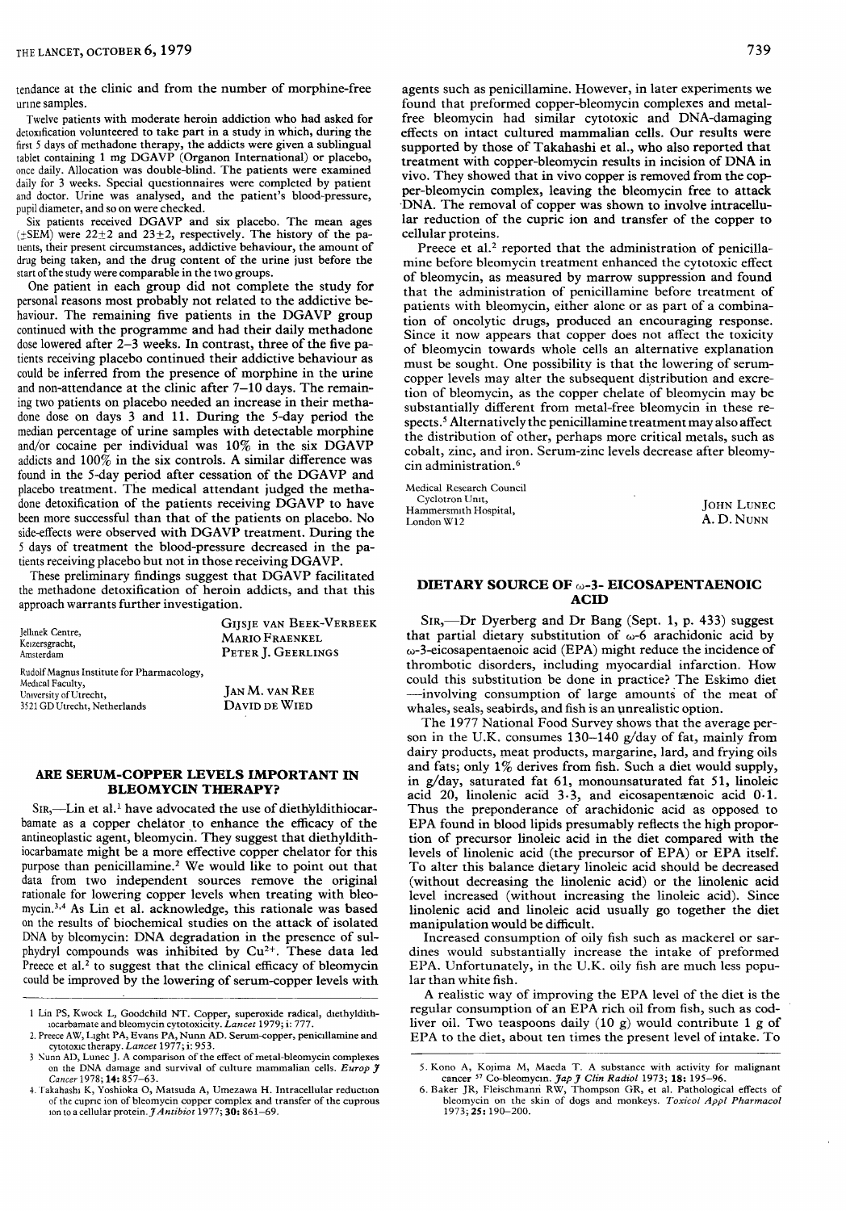tendance at the clinic and from the number of morphine-free urine samples.

Twelve patients with moderate heroin addiction who had asked for detoxification volunteered to take part in a study in which, during the first 5 days of methadone therapy, the addicts were given a sublingual tablet containing 1 mg DGAVP (Organon International) or placebo, once daily. Allocation was double-blind. The patients were examined daily for 3 weeks. Special questionnaires were completed by patient and doctor. Urine was analysed, and the patient's blood-pressure, pupil diameter, and so on were checked.

Six patients received DGAVP and six placebo. The mean ages ($\pm$SEM) were $22\pm2$ and $23\pm2$, respectively. The history of the patients, their present circumstances, addictive behaviour, the amount of drug being taken, and the drug content of the urine just before the start of the study were comparable in the two groups.

One patient in each group did not complete the study for personal reasons most probably not related to the addictive behaviour. The remaining five patients in the DGAVP group continued with the programme and had their daily methadone dose lowered after 2–3 weeks. In contrast, three of the five patients receiving placebo continued their addictive behaviour as could be inferred from the presence of morphine in the urine and non-attendance at the clinic after 7–10 days. The remaining two patients on placebo needed an increase in their methadone dose on days 3 and 11. During the 5-day period the median percentage of urine samples with detectable morphine and/or cocaine per individual was 10% in the six DGAVP addicts and 100% in the six controls. A similar difference was found in the 5-day period after cessation of the DGAVP and placebo treatment. The medical attendant judged the methadone detoxification of the patients receiving DGAVP to have been more successful than that of the patients on placebo. No side-effects were observed with DGAVP treatment. During the 5 days of treatment the blood-pressure decreased in the patients receiving placebo but not in those receiving DGAVP.

These preliminary findings suggest that DGAVP facilitated the methadone detoxification of heroin addicts, and that this approach warrants further investigation.

Jellinek Centre,
Keizersgracht,
Amsterdam

GIJSJE VAN BEEK-VERBEEK
MARIO FRAENKEL
PETER J. GEERLINGS

Rudolf Magnus Institute for Pharmacology,
Medical Faculty,
University of Utrecht,
3521 GD Utrecht, Netherlands

JAN M. VAN REE
DAVID DE WIED

## ARE SERUM-COPPER LEVELS IMPORTANT IN BLEOMYCIN THERAPY?

SIR,—Lin et al.[1] have advocated the use of diethyldithiocarbamate as a copper chelator to enhance the efficacy of the antineoplastic agent, bleomycin. They suggest that diethyldithiocarbamate might be a more effective copper chelator for this purpose than penicillamine.[2] We would like to point out that data from two independent sources remove the original rationale for lowering copper levels when treating with bleomycin.[3,4] As Lin et al. acknowledge, this rationale was based on the results of biochemical studies on the attack of isolated DNA by bleomycin: DNA degradation in the presence of sulphydryl compounds was inhibited by $Cu^{2+}$. These data led Preece et al.[2] to suggest that the clinical efficacy of bleomycin could be improved by the lowering of serum-copper levels with agents such as penicillamine. However, in later experiments we found that preformed copper-bleomycin complexes and metal-free bleomycin had similar cytotoxic and DNA-damaging effects on intact cultured mammalian cells. Our results were supported by those of Takahashi et al., who also reported that treatment with copper-bleomycin results in incision of DNA in vivo. They showed that in vivo copper is removed from the copper-bleomycin complex, leaving the bleomycin free to attack DNA. The removal of copper was shown to involve intracellular reduction of the cupric ion and transfer of the copper to cellular proteins.

Preece et al.[2] reported that the administration of penicillamine before bleomycin treatment enhanced the cytotoxic effect of bleomycin, as measured by marrow suppression and found that the administration of penicillamine before treatment of patients with bleomycin, either alone or as part of a combination of oncolytic drugs, produced an encouraging response. Since it now appears that copper does not affect the toxicity of bleomycin towards whole cells an alternative explanation must be sought. One possibility is that the lowering of serum-copper levels may alter the subsequent distribution and excretion of bleomycin, as the copper chelate of bleomycin may be substantially different from metal-free bleomycin in these respects.[5] Alternatively the penicillamine treatment may also affect the distribution of other, perhaps more critical metals, such as cobalt, zinc, and iron. Serum-zinc levels decrease after bleomycin administration.[6]

Medical Research Council
Cyclotron Unit,
Hammersmith Hospital,
London W12

JOHN LUNEC
A. D. NUNN

1. Lin PS, Kwock L, Goodchild NT. Copper, superoxide radical, diethyldithiocarbamate and bleomycin cytotoxicity. *Lancet* 1979; i: 777.
2. Preece AW, Light PA, Evans PA, Nunn AD. Serum-copper, penicillamine and cytotoxic therapy. *Lancet* 1977; i: 953.
3. Nunn AD, Lunec J. A comparison of the effect of metal-bleomycin complexes on the DNA damage and survival of culture mammalian cells. *Europ J Cancer* 1978; **14**: 857–63.
4. Takahashi K, Yoshioka O, Matsuda A, Umezawa H. Intracellular reduction of the cupric ion of bleomycin copper complex and transfer of the cuprous ion to a cellular protein. *J Antibiot* 1977; **30**: 861–69.
5. Kono A, Kojima M, Maeda T. A substance with activity for malignant cancer $^{57}$Co-bleomycin. *Jap J Clin Radiol* 1973; **18**: 195–96.
6. Baker JR, Fleischmann RW, Thompson GR, et al. Pathological effects of bleomycin on the skin of dogs and monkeys. *Toxicol Appl Pharmacol* 1973; **25**: 190–200.

## DIETARY SOURCE OF ω-3- EICOSAPENTAENOIC ACID

SIR,—Dr Dyerberg and Dr Bang (Sept. 1, p. 433) suggest that partial dietary substitution of ω-6 arachidonic acid by ω-3-eicosapentaenoic acid (EPA) might reduce the incidence of thrombotic disorders, including myocardial infarction. How could this substitution be done in practice? The Eskimo diet —involving consumption of large amounts of the meat of whales, seals, seabirds, and fish is an unrealistic option.

The 1977 National Food Survey shows that the average person in the U.K. consumes 130–140 g/day of fat, mainly from dairy products, meat products, margarine, lard, and frying oils and fats; only 1% derives from fish. Such a diet would supply, in g/day, saturated fat 61, monounsaturated fat 51, linoleic acid 20, linolenic acid 3·3, and eicosapentænoic acid 0·1. Thus the preponderance of arachidonic acid as opposed to EPA found in blood lipids presumably reflects the high proportion of precursor linoleic acid in the diet compared with the levels of linolenic acid (the precursor of EPA) or EPA itself. To alter this balance dietary linoleic acid should be decreased (without decreasing the linolenic acid) or the linolenic acid level increased (without increasing the linoleic acid). Since linolenic acid and linoleic acid usually go together the diet manipulation would be difficult.

Increased consumption of oily fish such as mackerel or sardines would substantially increase the intake of preformed EPA. Unfortunately, in the U.K. oily fish are much less popular than white fish.

A realistic way of improving the EPA level of the diet is the regular consumption of an EPA rich oil from fish, such as cod-liver oil. Two teaspoons daily (10 g) would contribute 1 g of EPA to the diet, about ten times the present level of intake. To